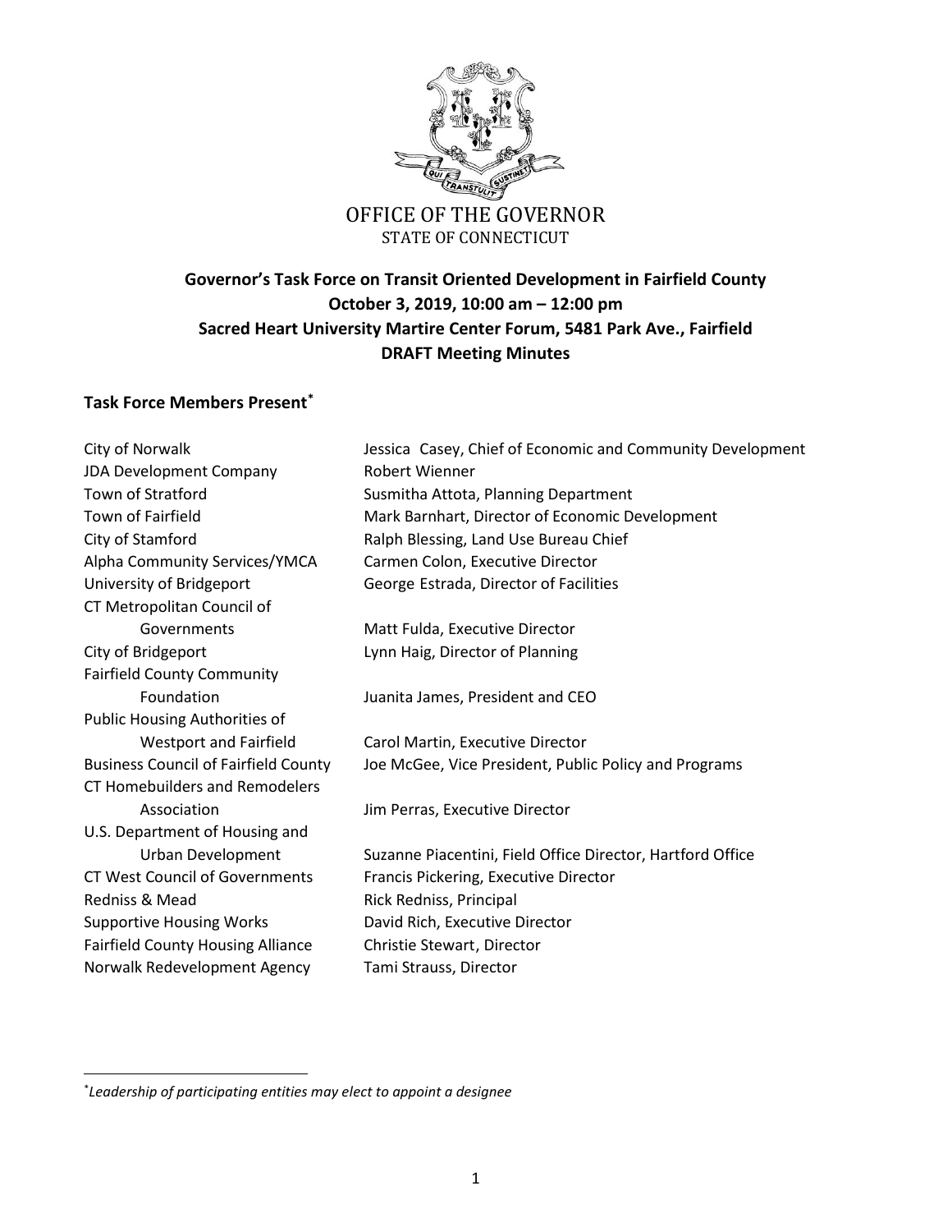OFFICE OF THE GOVERNOR
STATE OF CONNECTICUT

# Governor's Task Force on Transit Oriented Development in Fairfield County

**October 3, 2019, 10:00 am – 12:00 pm**

**Sacred Heart University Martire Center Forum, 5481 Park Ave., Fairfield**

**DRAFT Meeting Minutes**

## Task Force Members Present[*]

| | |
|---|---|
| City of Norwalk | Jessica Casey, Chief of Economic and Community Development |
| JDA Development Company | Robert Wienner |
| Town of Stratford | Susmitha Attota, Planning Department |
| Town of Fairfield | Mark Barnhart, Director of Economic Development |
| City of Stamford | Ralph Blessing, Land Use Bureau Chief |
| Alpha Community Services/YMCA | Carmen Colon, Executive Director |
| University of Bridgeport | George Estrada, Director of Facilities |
| CT Metropolitan Council of Governments | Matt Fulda, Executive Director |
| City of Bridgeport | Lynn Haig, Director of Planning |
| Fairfield County Community Foundation | Juanita James, President and CEO |
| Public Housing Authorities of Westport and Fairfield | Carol Martin, Executive Director |
| Business Council of Fairfield County | Joe McGee, Vice President, Public Policy and Programs |
| CT Homebuilders and Remodelers Association | Jim Perras, Executive Director |
| U.S. Department of Housing and Urban Development | Suzanne Piacentini, Field Office Director, Hartford Office |
| CT West Council of Governments | Francis Pickering, Executive Director |
| Redniss & Mead | Rick Redniss, Principal |
| Supportive Housing Works | David Rich, Executive Director |
| Fairfield County Housing Alliance | Christie Stewart, Director |
| Norwalk Redevelopment Agency | Tami Strauss, Director |

[*] *Leadership of participating entities may elect to appoint a designee*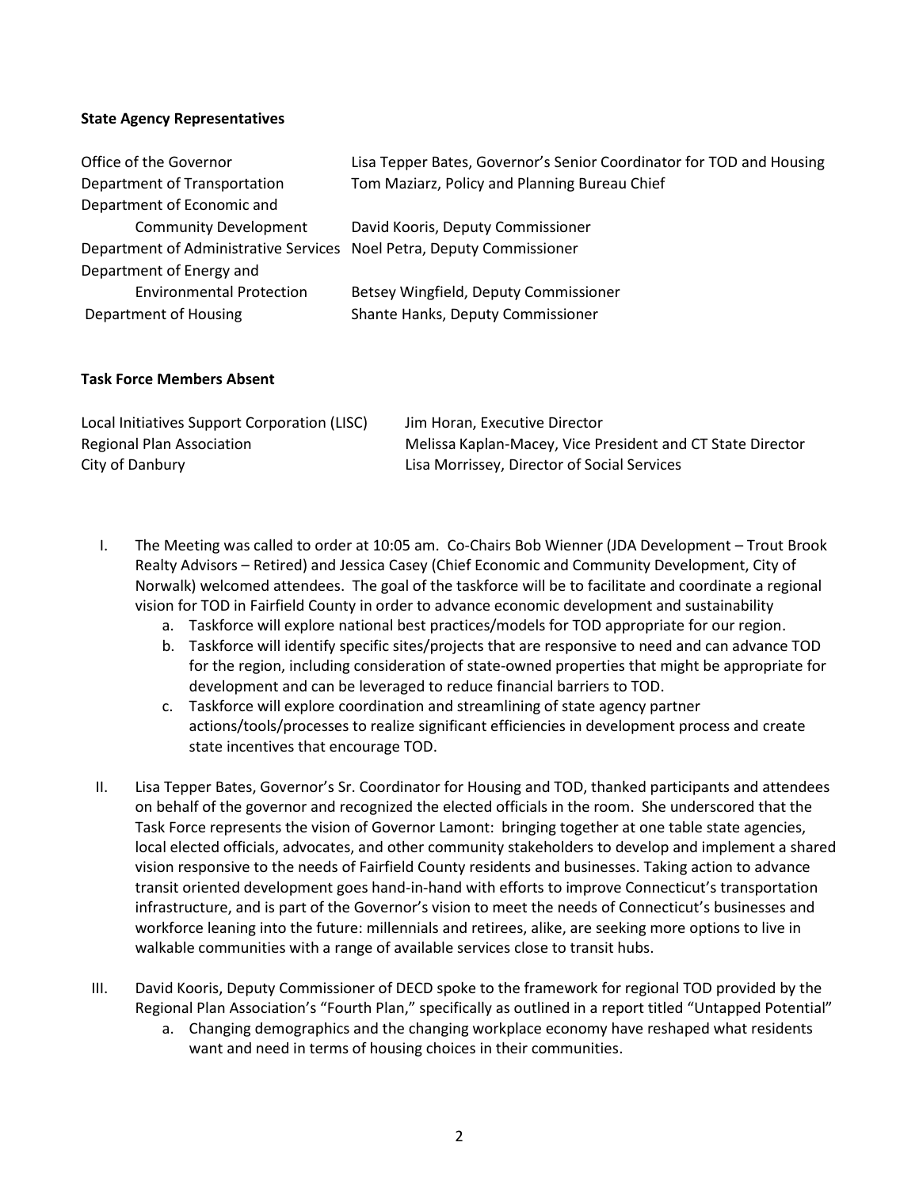**State Agency Representatives**

| | |
|---|---|
| Office of the Governor | Lisa Tepper Bates, Governor's Senior Coordinator for TOD and Housing |
| Department of Transportation | Tom Maziarz, Policy and Planning Bureau Chief |
| Department of Economic and Community Development | David Kooris, Deputy Commissioner |
| Department of Administrative Services | Noel Petra, Deputy Commissioner |
| Department of Energy and Environmental Protection | Betsey Wingfield, Deputy Commissioner |
| Department of Housing | Shante Hanks, Deputy Commissioner |

**Task Force Members Absent**

| | |
|---|---|
| Local Initiatives Support Corporation (LISC) | Jim Horan, Executive Director |
| Regional Plan Association | Melissa Kaplan-Macey, Vice President and CT State Director |
| City of Danbury | Lisa Morrissey, Director of Social Services |

I. The Meeting was called to order at 10:05 am. Co-Chairs Bob Wienner (JDA Development – Trout Brook Realty Advisors – Retired) and Jessica Casey (Chief Economic and Community Development, City of Norwalk) welcomed attendees. The goal of the taskforce will be to facilitate and coordinate a regional vision for TOD in Fairfield County in order to advance economic development and sustainability
   a. Taskforce will explore national best practices/models for TOD appropriate for our region.
   b. Taskforce will identify specific sites/projects that are responsive to need and can advance TOD for the region, including consideration of state-owned properties that might be appropriate for development and can be leveraged to reduce financial barriers to TOD.
   c. Taskforce will explore coordination and streamlining of state agency partner actions/tools/processes to realize significant efficiencies in development process and create state incentives that encourage TOD.

II. Lisa Tepper Bates, Governor's Sr. Coordinator for Housing and TOD, thanked participants and attendees on behalf of the governor and recognized the elected officials in the room. She underscored that the Task Force represents the vision of Governor Lamont: bringing together at one table state agencies, local elected officials, advocates, and other community stakeholders to develop and implement a shared vision responsive to the needs of Fairfield County residents and businesses. Taking action to advance transit oriented development goes hand-in-hand with efforts to improve Connecticut's transportation infrastructure, and is part of the Governor's vision to meet the needs of Connecticut's businesses and workforce leaning into the future: millennials and retirees, alike, are seeking more options to live in walkable communities with a range of available services close to transit hubs.

III. David Kooris, Deputy Commissioner of DECD spoke to the framework for regional TOD provided by the Regional Plan Association's "Fourth Plan," specifically as outlined in a report titled "Untapped Potential"
   a. Changing demographics and the changing workplace economy have reshaped what residents want and need in terms of housing choices in their communities.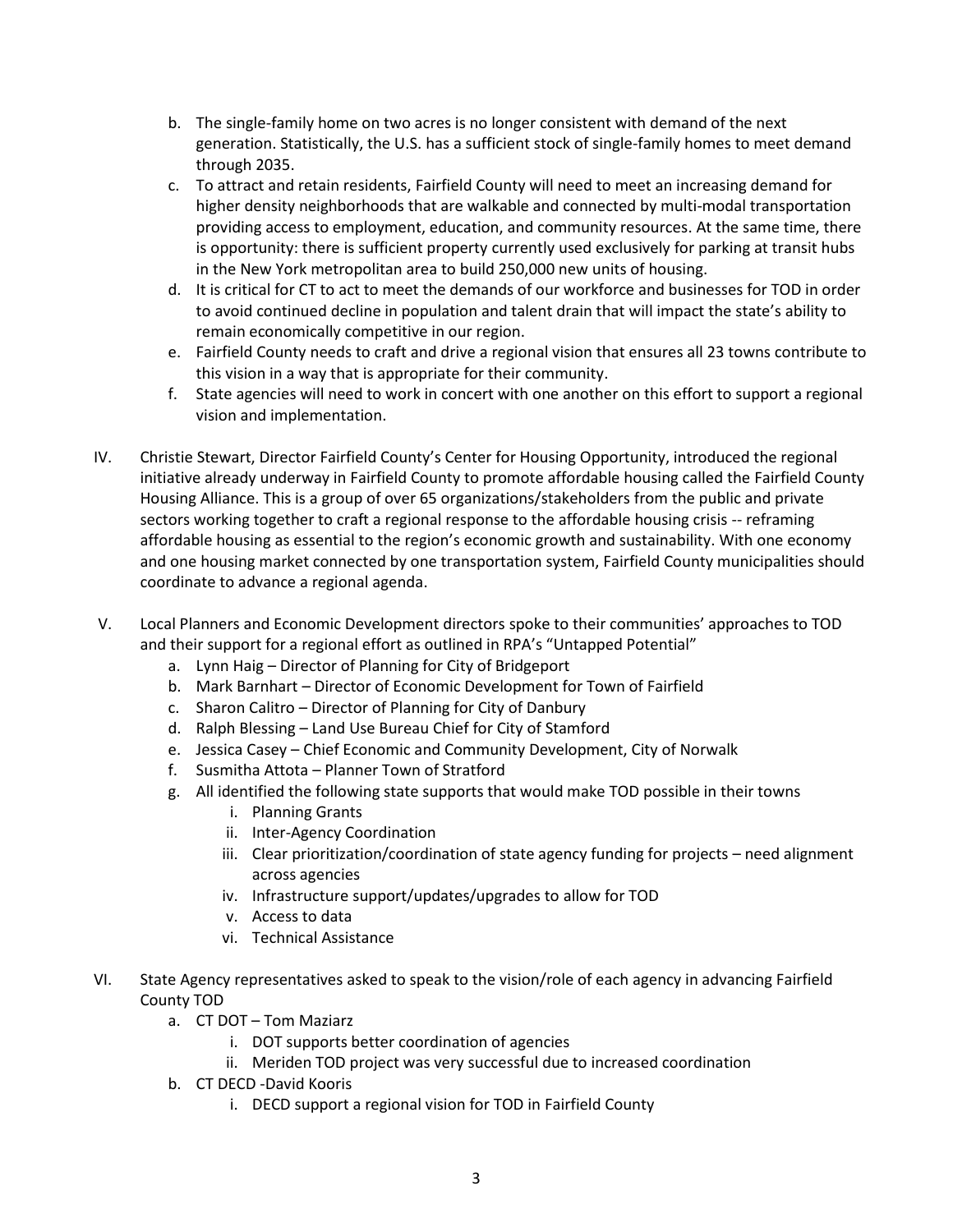b. The single-family home on two acres is no longer consistent with demand of the next generation. Statistically, the U.S. has a sufficient stock of single-family homes to meet demand through 2035.

c. To attract and retain residents, Fairfield County will need to meet an increasing demand for higher density neighborhoods that are walkable and connected by multi-modal transportation providing access to employment, education, and community resources. At the same time, there is opportunity: there is sufficient property currently used exclusively for parking at transit hubs in the New York metropolitan area to build 250,000 new units of housing.

d. It is critical for CT to act to meet the demands of our workforce and businesses for TOD in order to avoid continued decline in population and talent drain that will impact the state's ability to remain economically competitive in our region.

e. Fairfield County needs to craft and drive a regional vision that ensures all 23 towns contribute to this vision in a way that is appropriate for their community.

f. State agencies will need to work in concert with one another on this effort to support a regional vision and implementation.

IV. Christie Stewart, Director Fairfield County's Center for Housing Opportunity, introduced the regional initiative already underway in Fairfield County to promote affordable housing called the Fairfield County Housing Alliance. This is a group of over 65 organizations/stakeholders from the public and private sectors working together to craft a regional response to the affordable housing crisis -- reframing affordable housing as essential to the region's economic growth and sustainability. With one economy and one housing market connected by one transportation system, Fairfield County municipalities should coordinate to advance a regional agenda.

V. Local Planners and Economic Development directors spoke to their communities' approaches to TOD and their support for a regional effort as outlined in RPA's "Untapped Potential"

   a. Lynn Haig – Director of Planning for City of Bridgeport
   b. Mark Barnhart – Director of Economic Development for Town of Fairfield
   c. Sharon Calitro – Director of Planning for City of Danbury
   d. Ralph Blessing – Land Use Bureau Chief for City of Stamford
   e. Jessica Casey – Chief Economic and Community Development, City of Norwalk
   f. Susmitha Attota – Planner Town of Stratford
   g. All identified the following state supports that would make TOD possible in their towns
      i. Planning Grants
      ii. Inter-Agency Coordination
      iii. Clear prioritization/coordination of state agency funding for projects – need alignment across agencies
      iv. Infrastructure support/updates/upgrades to allow for TOD
      v. Access to data
      vi. Technical Assistance

VI. State Agency representatives asked to speak to the vision/role of each agency in advancing Fairfield County TOD

   a. CT DOT – Tom Maziarz
      i. DOT supports better coordination of agencies
      ii. Meriden TOD project was very successful due to increased coordination
   b. CT DECD -David Kooris
      i. DECD support a regional vision for TOD in Fairfield County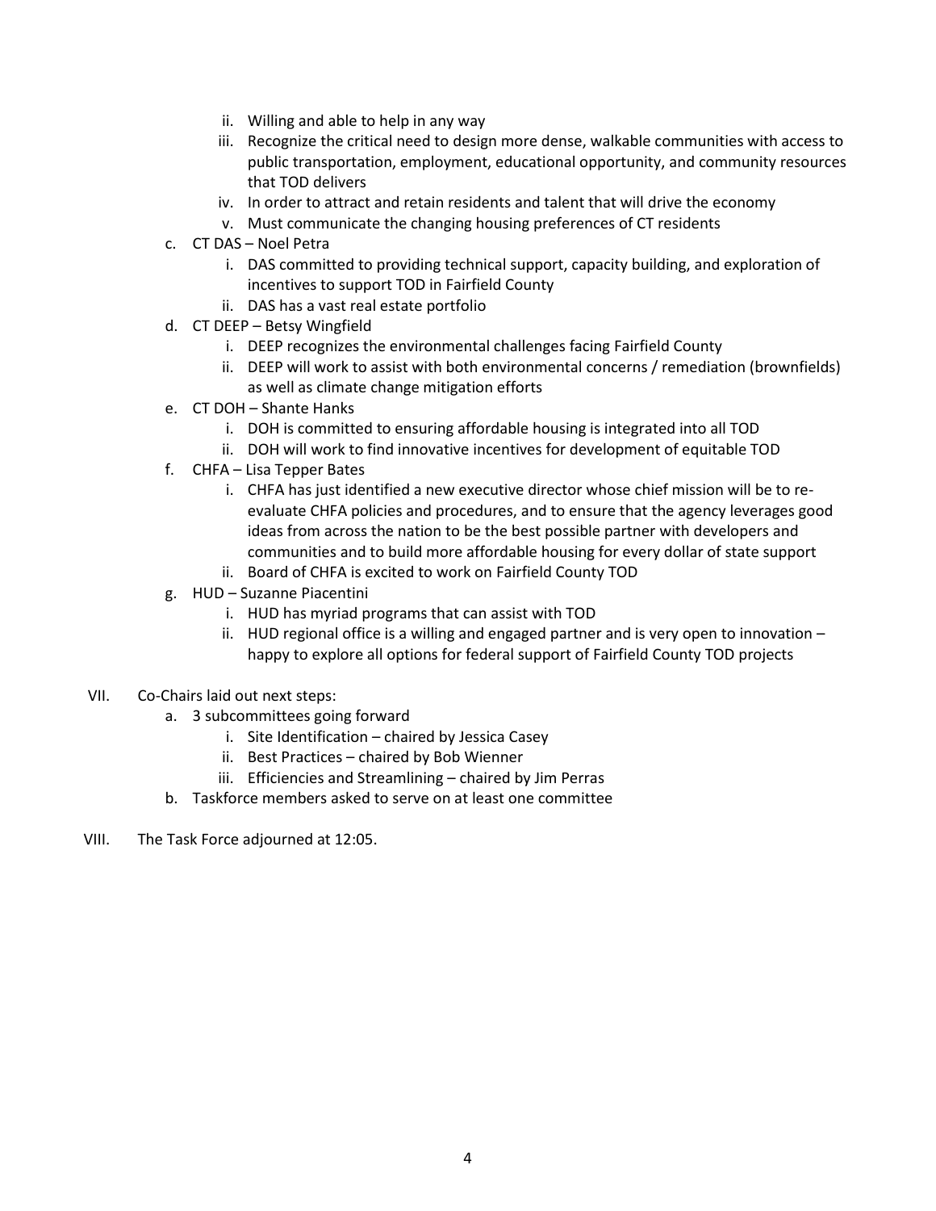- ii. Willing and able to help in any way
   - iii. Recognize the critical need to design more dense, walkable communities with access to public transportation, employment, educational opportunity, and community resources that TOD delivers
   - iv. In order to attract and retain residents and talent that will drive the economy
   - v. Must communicate the changing housing preferences of CT residents

- c. CT DAS – Noel Petra
   - i. DAS committed to providing technical support, capacity building, and exploration of incentives to support TOD in Fairfield County
   - ii. DAS has a vast real estate portfolio
- d. CT DEEP – Betsy Wingfield
   - i. DEEP recognizes the environmental challenges facing Fairfield County
   - ii. DEEP will work to assist with both environmental concerns / remediation (brownfields) as well as climate change mitigation efforts
- e. CT DOH – Shante Hanks
   - i. DOH is committed to ensuring affordable housing is integrated into all TOD
   - ii. DOH will work to find innovative incentives for development of equitable TOD
- f. CHFA – Lisa Tepper Bates
   - i. CHFA has just identified a new executive director whose chief mission will be to re-evaluate CHFA policies and procedures, and to ensure that the agency leverages good ideas from across the nation to be the best possible partner with developers and communities and to build more affordable housing for every dollar of state support
   - ii. Board of CHFA is excited to work on Fairfield County TOD
- g. HUD – Suzanne Piacentini
   - i. HUD has myriad programs that can assist with TOD
   - ii. HUD regional office is a willing and engaged partner and is very open to innovation – happy to explore all options for federal support of Fairfield County TOD projects

VII. Co-Chairs laid out next steps:
- a. 3 subcommittees going forward
   - i. Site Identification – chaired by Jessica Casey
   - ii. Best Practices – chaired by Bob Wienner
   - iii. Efficiencies and Streamlining – chaired by Jim Perras
- b. Taskforce members asked to serve on at least one committee

VIII. The Task Force adjourned at 12:05.